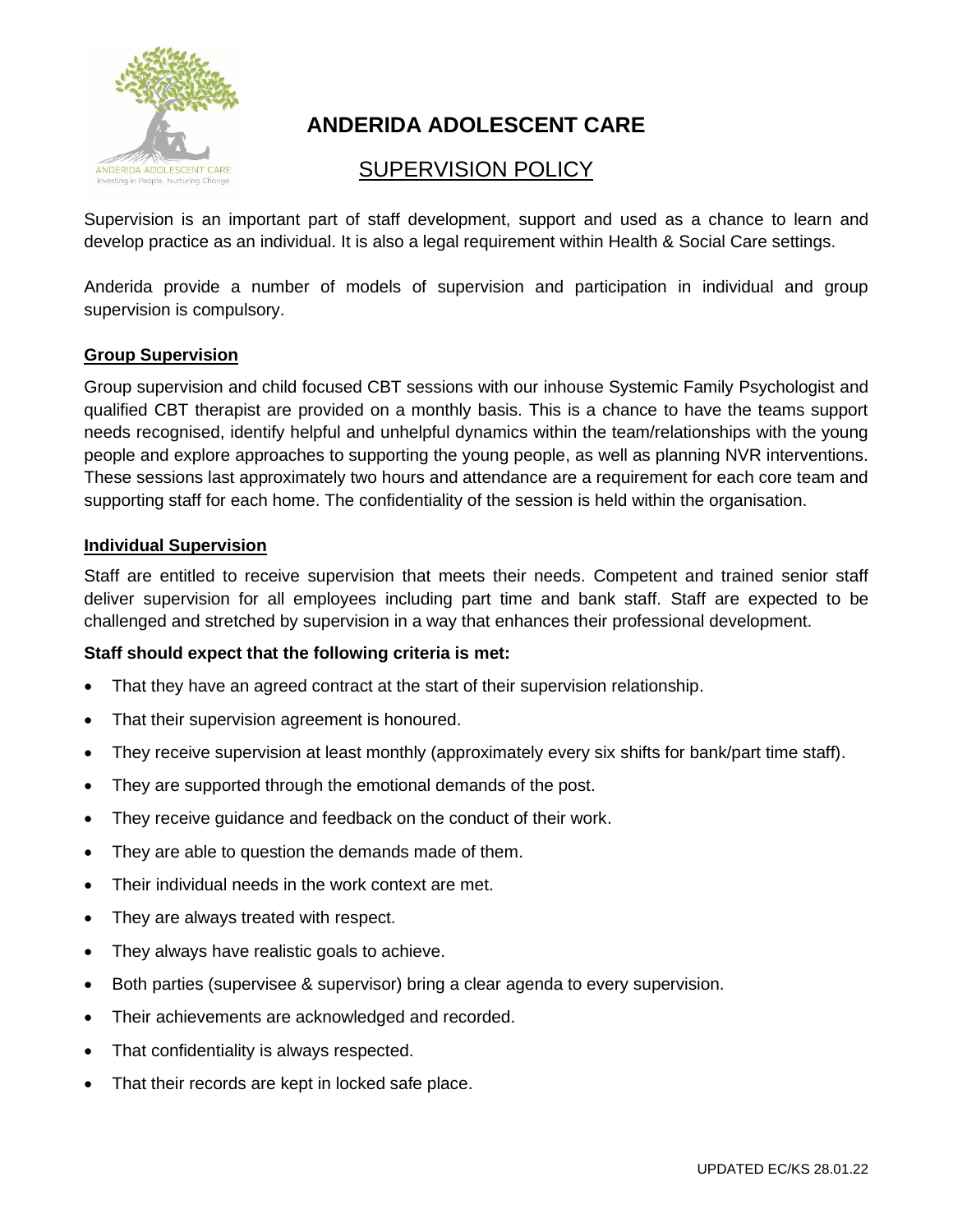# ANDERIDA ADOLESCENT CARE

## SUPERVISION POLICY

Supervision is an important part of staff development, support and used as a chance to learn and develop practice as an individual. It is also a legal requirement within Health & Social Care settings.

Anderida provide a number of models of supervision and participation in individual and group supervision is compulsory.

### Group Supervision

Group supervision and child focused CBT sessions with our inhouse Systemic Family Psychologist and qualified CBT therapist are provided on a monthly basis. This is a chance to have the teams support needs recognised, identify helpful and unhelpful dynamics within the team/relationships with the young people and explore approaches to supporting the young people, as well as planning NVR interventions. These sessions last approximately two hours and attendance are a requirement for each core team and supporting staff for each home. The confidentiality of the session is held within the organisation.

### Individual Supervision

Staff are entitled to receive supervision that meets their needs. Competent and trained senior staff deliver supervision for all employees including part time and bank staff. Staff are expected to be challenged and stretched by supervision in a way that enhances their professional development.

**Staff should expect that the following criteria is met:**

- That they have an agreed contract at the start of their supervision relationship.
- That their supervision agreement is honoured.
- They receive supervision at least monthly (approximately every six shifts for bank/part time staff).
- They are supported through the emotional demands of the post.
- They receive guidance and feedback on the conduct of their work.
- They are able to question the demands made of them.
- Their individual needs in the work context are met.
- They are always treated with respect.
- They always have realistic goals to achieve.
- Both parties (supervisee & supervisor) bring a clear agenda to every supervision.
- Their achievements are acknowledged and recorded.
- That confidentiality is always respected.
- That their records are kept in locked safe place.

UPDATED EC/KS 28.01.22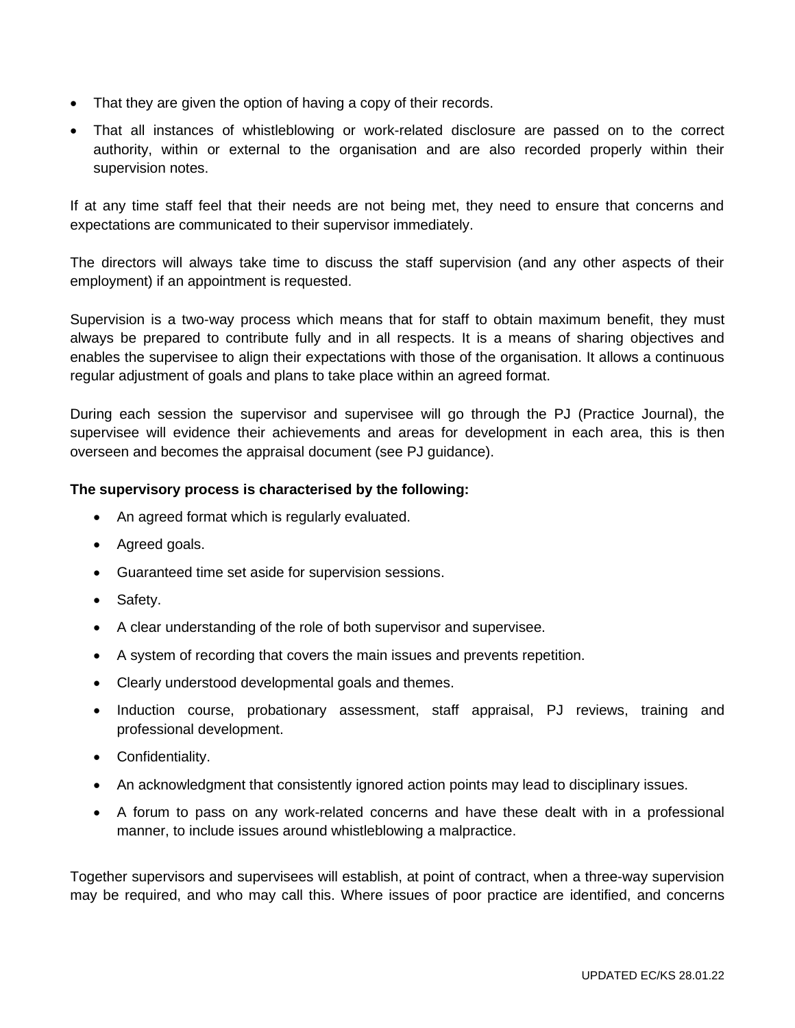- That they are given the option of having a copy of their records.
- That all instances of whistleblowing or work-related disclosure are passed on to the correct authority, within or external to the organisation and are also recorded properly within their supervision notes.

If at any time staff feel that their needs are not being met, they need to ensure that concerns and expectations are communicated to their supervisor immediately.

The directors will always take time to discuss the staff supervision (and any other aspects of their employment) if an appointment is requested.

Supervision is a two-way process which means that for staff to obtain maximum benefit, they must always be prepared to contribute fully and in all respects. It is a means of sharing objectives and enables the supervisee to align their expectations with those of the organisation. It allows a continuous regular adjustment of goals and plans to take place within an agreed format.

During each session the supervisor and supervisee will go through the PJ (Practice Journal), the supervisee will evidence their achievements and areas for development in each area, this is then overseen and becomes the appraisal document (see PJ guidance).

**The supervisory process is characterised by the following:**

- An agreed format which is regularly evaluated.
- Agreed goals.
- Guaranteed time set aside for supervision sessions.
- Safety.
- A clear understanding of the role of both supervisor and supervisee.
- A system of recording that covers the main issues and prevents repetition.
- Clearly understood developmental goals and themes.
- Induction course, probationary assessment, staff appraisal, PJ reviews, training and professional development.
- Confidentiality.
- An acknowledgment that consistently ignored action points may lead to disciplinary issues.
- A forum to pass on any work-related concerns and have these dealt with in a professional manner, to include issues around whistleblowing a malpractice.

Together supervisors and supervisees will establish, at point of contract, when a three-way supervision may be required, and who may call this. Where issues of poor practice are identified, and concerns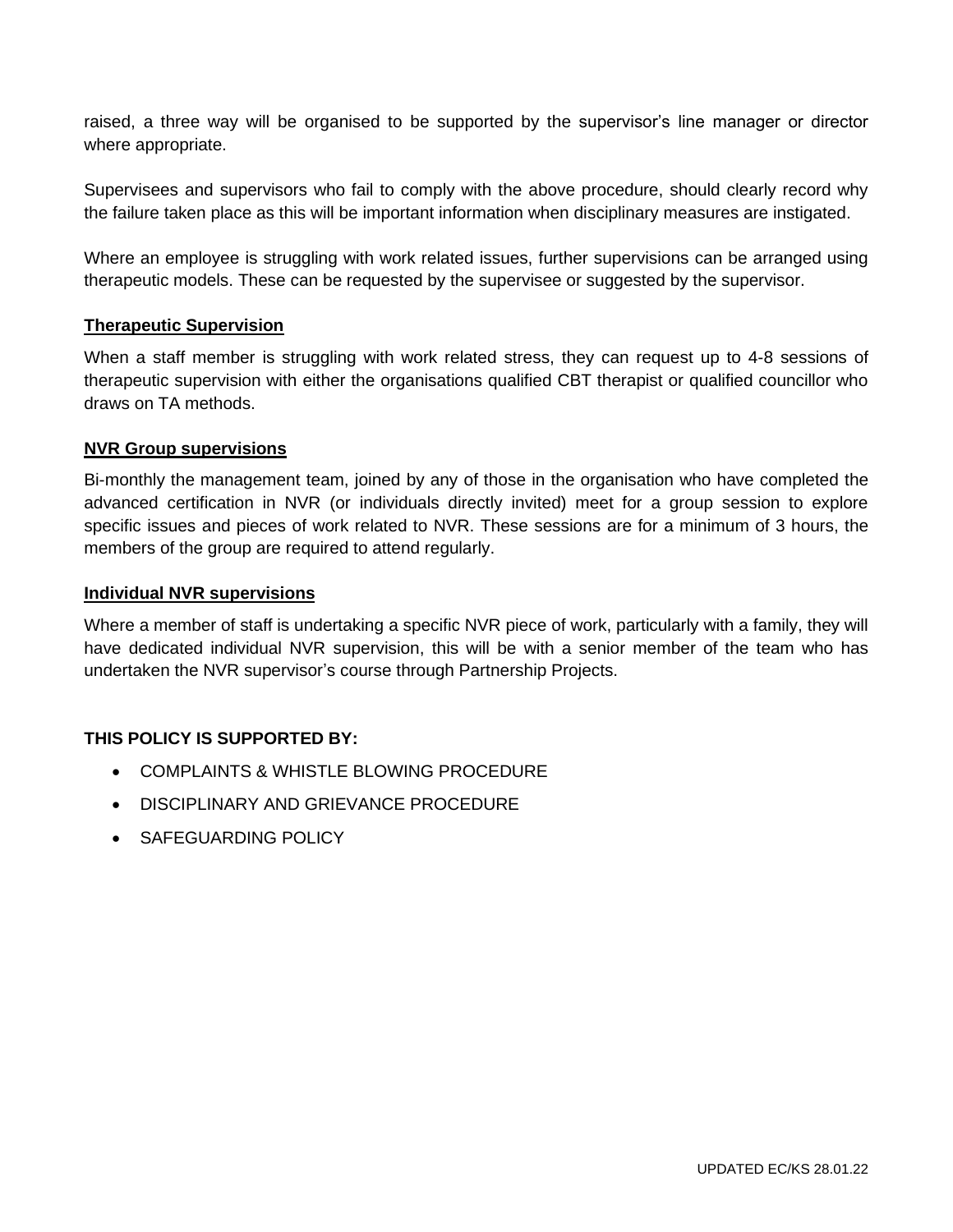raised, a three way will be organised to be supported by the supervisor's line manager or director where appropriate.

Supervisees and supervisors who fail to comply with the above procedure, should clearly record why the failure taken place as this will be important information when disciplinary measures are instigated.

Where an employee is struggling with work related issues, further supervisions can be arranged using therapeutic models. These can be requested by the supervisee or suggested by the supervisor.

**Therapeutic Supervision**

When a staff member is struggling with work related stress, they can request up to 4-8 sessions of therapeutic supervision with either the organisations qualified CBT therapist or qualified councillor who draws on TA methods.

**NVR Group supervisions**

Bi-monthly the management team, joined by any of those in the organisation who have completed the advanced certification in NVR (or individuals directly invited) meet for a group session to explore specific issues and pieces of work related to NVR. These sessions are for a minimum of 3 hours, the members of the group are required to attend regularly.

**Individual NVR supervisions**

Where a member of staff is undertaking a specific NVR piece of work, particularly with a family, they will have dedicated individual NVR supervision, this will be with a senior member of the team who has undertaken the NVR supervisor's course through Partnership Projects.

**THIS POLICY IS SUPPORTED BY:**

- COMPLAINTS & WHISTLE BLOWING PROCEDURE
- DISCIPLINARY AND GRIEVANCE PROCEDURE
- SAFEGUARDING POLICY

UPDATED EC/KS 28.01.22